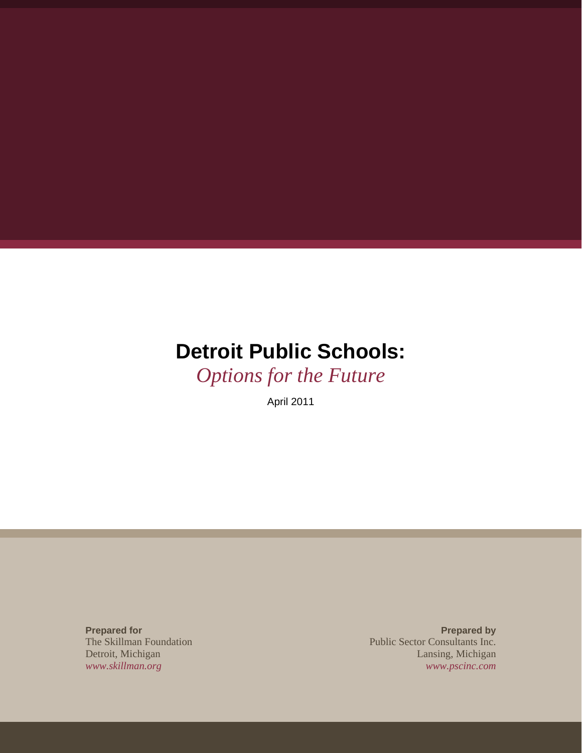# Detroit Public Schools:

*Options for the Future*

April 2011

**Prepared for**
The Skillman Foundation
Detroit, Michigan
*www.skillman.org*

**Prepared by**
Public Sector Consultants Inc.
Lansing, Michigan
*www.pscinc.com*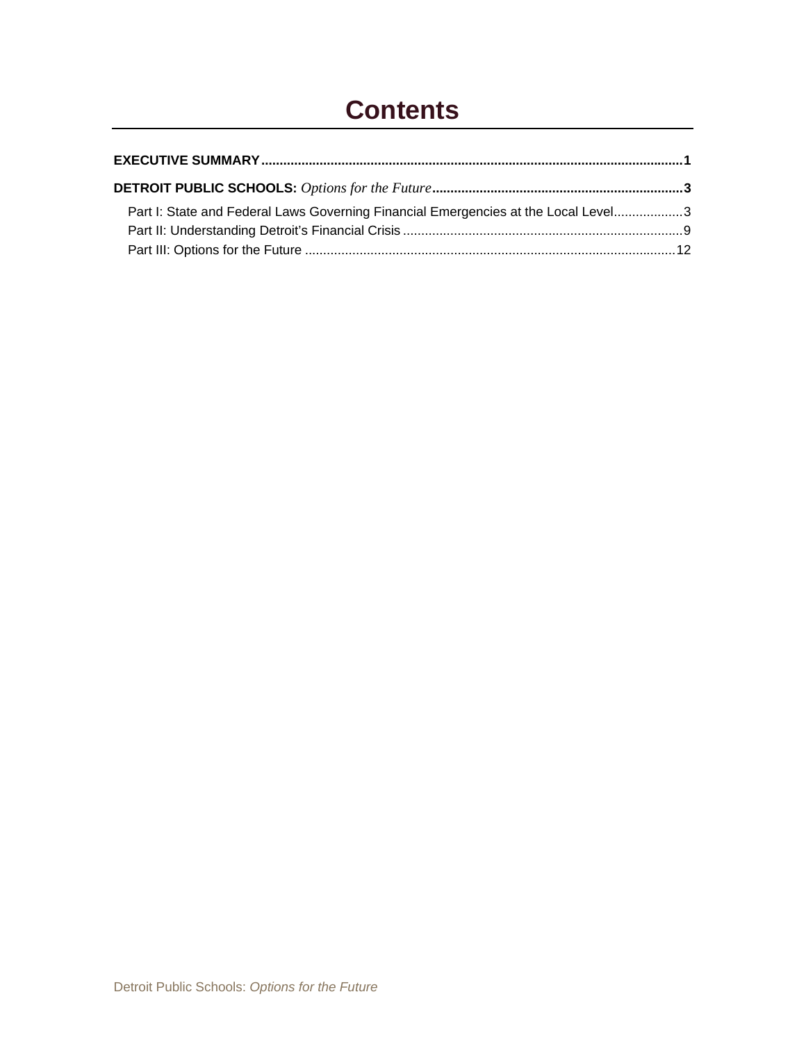# Contents

**EXECUTIVE SUMMARY** ..... **1**

**DETROIT PUBLIC SCHOOLS:** *Options for the Future* ..... **3**

- Part I: State and Federal Laws Governing Financial Emergencies at the Local Level ..... 3
- Part II: Understanding Detroit's Financial Crisis ..... 9
- Part III: Options for the Future ..... 12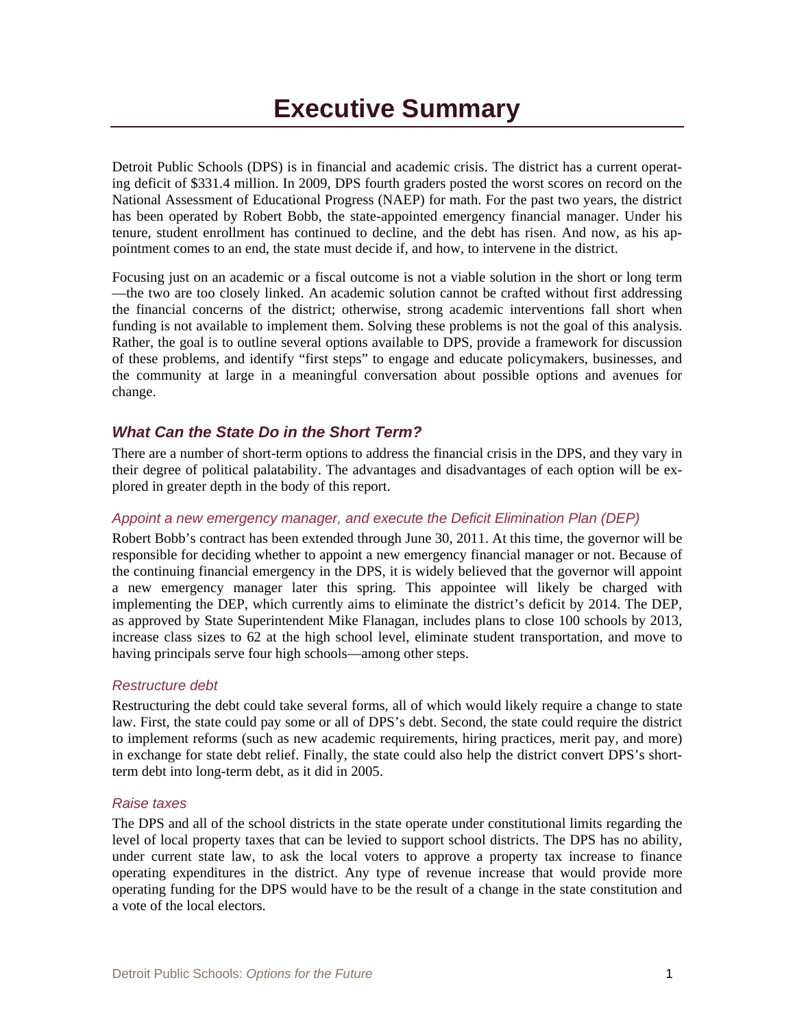# Executive Summary

Detroit Public Schools (DPS) is in financial and academic crisis. The district has a current operating deficit of $331.4 million. In 2009, DPS fourth graders posted the worst scores on record on the National Assessment of Educational Progress (NAEP) for math. For the past two years, the district has been operated by Robert Bobb, the state-appointed emergency financial manager. Under his tenure, student enrollment has continued to decline, and the debt has risen. And now, as his appointment comes to an end, the state must decide if, and how, to intervene in the district.

Focusing just on an academic or a fiscal outcome is not a viable solution in the short or long term —the two are too closely linked. An academic solution cannot be crafted without first addressing the financial concerns of the district; otherwise, strong academic interventions fall short when funding is not available to implement them. Solving these problems is not the goal of this analysis. Rather, the goal is to outline several options available to DPS, provide a framework for discussion of these problems, and identify "first steps" to engage and educate policymakers, businesses, and the community at large in a meaningful conversation about possible options and avenues for change.

## *What Can the State Do in the Short Term?*

There are a number of short-term options to address the financial crisis in the DPS, and they vary in their degree of political palatability. The advantages and disadvantages of each option will be explored in greater depth in the body of this report.

### *Appoint a new emergency manager, and execute the Deficit Elimination Plan (DEP)*

Robert Bobb's contract has been extended through June 30, 2011. At this time, the governor will be responsible for deciding whether to appoint a new emergency financial manager or not. Because of the continuing financial emergency in the DPS, it is widely believed that the governor will appoint a new emergency manager later this spring. This appointee will likely be charged with implementing the DEP, which currently aims to eliminate the district's deficit by 2014. The DEP, as approved by State Superintendent Mike Flanagan, includes plans to close 100 schools by 2013, increase class sizes to 62 at the high school level, eliminate student transportation, and move to having principals serve four high schools—among other steps.

### *Restructure debt*

Restructuring the debt could take several forms, all of which would likely require a change to state law. First, the state could pay some or all of DPS's debt. Second, the state could require the district to implement reforms (such as new academic requirements, hiring practices, merit pay, and more) in exchange for state debt relief. Finally, the state could also help the district convert DPS's short-term debt into long-term debt, as it did in 2005.

### *Raise taxes*

The DPS and all of the school districts in the state operate under constitutional limits regarding the level of local property taxes that can be levied to support school districts. The DPS has no ability, under current state law, to ask the local voters to approve a property tax increase to finance operating expenditures in the district. Any type of revenue increase that would provide more operating funding for the DPS would have to be the result of a change in the state constitution and a vote of the local electors.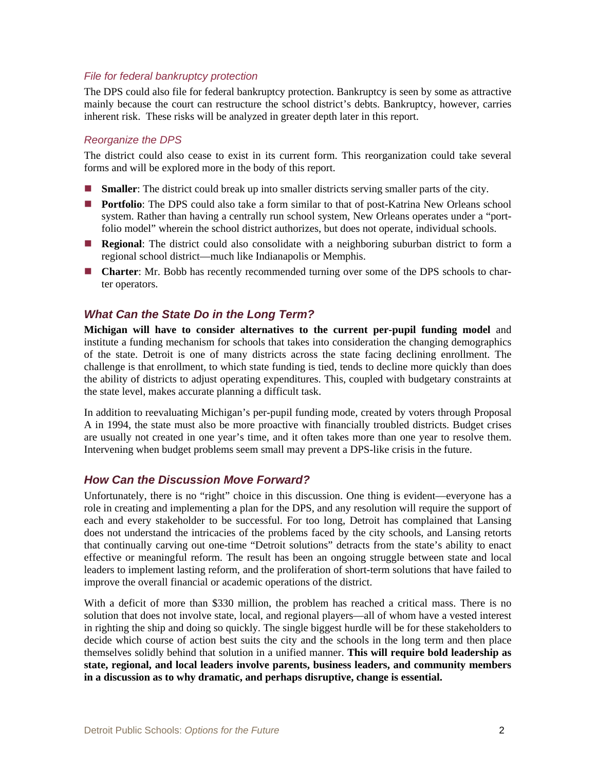#### *File for federal bankruptcy protection*

The DPS could also file for federal bankruptcy protection. Bankruptcy is seen by some as attractive mainly because the court can restructure the school district's debts. Bankruptcy, however, carries inherent risk. These risks will be analyzed in greater depth later in this report.

#### *Reorganize the DPS*

The district could also cease to exist in its current form. This reorganization could take several forms and will be explored more in the body of this report.

- **Smaller**: The district could break up into smaller districts serving smaller parts of the city.
- **Portfolio**: The DPS could also take a form similar to that of post-Katrina New Orleans school system. Rather than having a centrally run school system, New Orleans operates under a "portfolio model" wherein the school district authorizes, but does not operate, individual schools.
- **Regional**: The district could also consolidate with a neighboring suburban district to form a regional school district—much like Indianapolis or Memphis.
- **Charter**: Mr. Bobb has recently recommended turning over some of the DPS schools to charter operators.

### *What Can the State Do in the Long Term?*

**Michigan will have to consider alternatives to the current per-pupil funding model** and institute a funding mechanism for schools that takes into consideration the changing demographics of the state. Detroit is one of many districts across the state facing declining enrollment. The challenge is that enrollment, to which state funding is tied, tends to decline more quickly than does the ability of districts to adjust operating expenditures. This, coupled with budgetary constraints at the state level, makes accurate planning a difficult task.

In addition to reevaluating Michigan's per-pupil funding mode, created by voters through Proposal A in 1994, the state must also be more proactive with financially troubled districts. Budget crises are usually not created in one year's time, and it often takes more than one year to resolve them. Intervening when budget problems seem small may prevent a DPS-like crisis in the future.

### *How Can the Discussion Move Forward?*

Unfortunately, there is no "right" choice in this discussion. One thing is evident—everyone has a role in creating and implementing a plan for the DPS, and any resolution will require the support of each and every stakeholder to be successful. For too long, Detroit has complained that Lansing does not understand the intricacies of the problems faced by the city schools, and Lansing retorts that continually carving out one-time "Detroit solutions" detracts from the state's ability to enact effective or meaningful reform. The result has been an ongoing struggle between state and local leaders to implement lasting reform, and the proliferation of short-term solutions that have failed to improve the overall financial or academic operations of the district.

With a deficit of more than $330 million, the problem has reached a critical mass. There is no solution that does not involve state, local, and regional players—all of whom have a vested interest in righting the ship and doing so quickly. The single biggest hurdle will be for these stakeholders to decide which course of action best suits the city and the schools in the long term and then place themselves solidly behind that solution in a unified manner. **This will require bold leadership as state, regional, and local leaders involve parents, business leaders, and community members in a discussion as to why dramatic, and perhaps disruptive, change is essential.**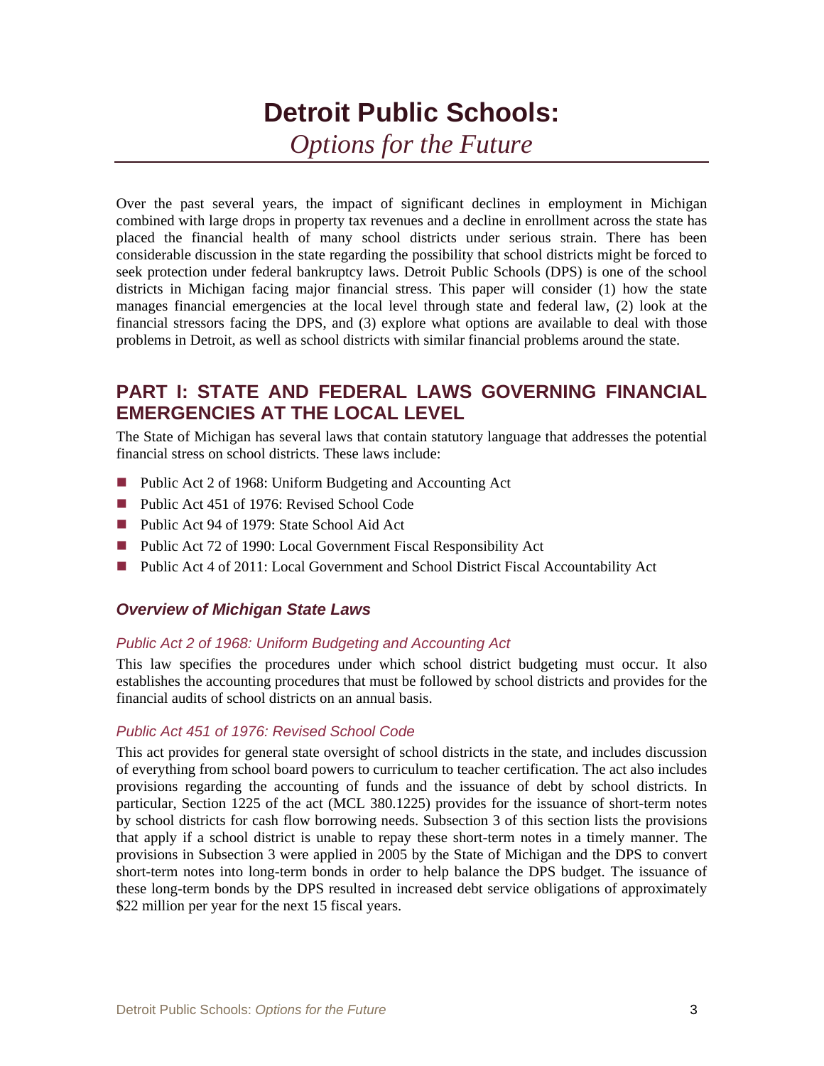# Detroit Public Schools:

*Options for the Future*

Over the past several years, the impact of significant declines in employment in Michigan combined with large drops in property tax revenues and a decline in enrollment across the state has placed the financial health of many school districts under serious strain. There has been considerable discussion in the state regarding the possibility that school districts might be forced to seek protection under federal bankruptcy laws. Detroit Public Schools (DPS) is one of the school districts in Michigan facing major financial stress. This paper will consider (1) how the state manages financial emergencies at the local level through state and federal law, (2) look at the financial stressors facing the DPS, and (3) explore what options are available to deal with those problems in Detroit, as well as school districts with similar financial problems around the state.

## PART I: STATE AND FEDERAL LAWS GOVERNING FINANCIAL EMERGENCIES AT THE LOCAL LEVEL

The State of Michigan has several laws that contain statutory language that addresses the potential financial stress on school districts. These laws include:

- Public Act 2 of 1968: Uniform Budgeting and Accounting Act
- Public Act 451 of 1976: Revised School Code
- Public Act 94 of 1979: State School Aid Act
- Public Act 72 of 1990: Local Government Fiscal Responsibility Act
- Public Act 4 of 2011: Local Government and School District Fiscal Accountability Act

### *Overview of Michigan State Laws*

#### *Public Act 2 of 1968: Uniform Budgeting and Accounting Act*

This law specifies the procedures under which school district budgeting must occur. It also establishes the accounting procedures that must be followed by school districts and provides for the financial audits of school districts on an annual basis.

#### *Public Act 451 of 1976: Revised School Code*

This act provides for general state oversight of school districts in the state, and includes discussion of everything from school board powers to curriculum to teacher certification. The act also includes provisions regarding the accounting of funds and the issuance of debt by school districts. In particular, Section 1225 of the act (MCL 380.1225) provides for the issuance of short-term notes by school districts for cash flow borrowing needs. Subsection 3 of this section lists the provisions that apply if a school district is unable to repay these short-term notes in a timely manner. The provisions in Subsection 3 were applied in 2005 by the State of Michigan and the DPS to convert short-term notes into long-term bonds in order to help balance the DPS budget. The issuance of these long-term bonds by the DPS resulted in increased debt service obligations of approximately $22 million per year for the next 15 fiscal years.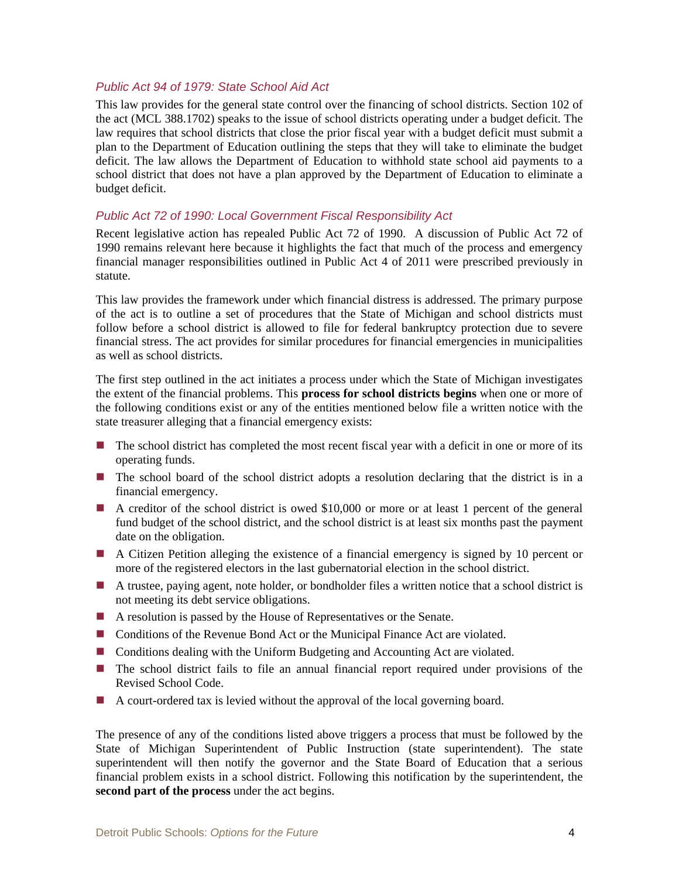### *Public Act 94 of 1979: State School Aid Act*

This law provides for the general state control over the financing of school districts. Section 102 of the act (MCL 388.1702) speaks to the issue of school districts operating under a budget deficit. The law requires that school districts that close the prior fiscal year with a budget deficit must submit a plan to the Department of Education outlining the steps that they will take to eliminate the budget deficit. The law allows the Department of Education to withhold state school aid payments to a school district that does not have a plan approved by the Department of Education to eliminate a budget deficit.

### *Public Act 72 of 1990: Local Government Fiscal Responsibility Act*

Recent legislative action has repealed Public Act 72 of 1990. A discussion of Public Act 72 of 1990 remains relevant here because it highlights the fact that much of the process and emergency financial manager responsibilities outlined in Public Act 4 of 2011 were prescribed previously in statute.

This law provides the framework under which financial distress is addressed. The primary purpose of the act is to outline a set of procedures that the State of Michigan and school districts must follow before a school district is allowed to file for federal bankruptcy protection due to severe financial stress. The act provides for similar procedures for financial emergencies in municipalities as well as school districts.

The first step outlined in the act initiates a process under which the State of Michigan investigates the extent of the financial problems. This **process for school districts begins** when one or more of the following conditions exist or any of the entities mentioned below file a written notice with the state treasurer alleging that a financial emergency exists:

- The school district has completed the most recent fiscal year with a deficit in one or more of its operating funds.
- The school board of the school district adopts a resolution declaring that the district is in a financial emergency.
- A creditor of the school district is owed $10,000 or more or at least 1 percent of the general fund budget of the school district, and the school district is at least six months past the payment date on the obligation.
- A Citizen Petition alleging the existence of a financial emergency is signed by 10 percent or more of the registered electors in the last gubernatorial election in the school district.
- A trustee, paying agent, note holder, or bondholder files a written notice that a school district is not meeting its debt service obligations.
- A resolution is passed by the House of Representatives or the Senate.
- Conditions of the Revenue Bond Act or the Municipal Finance Act are violated.
- Conditions dealing with the Uniform Budgeting and Accounting Act are violated.
- The school district fails to file an annual financial report required under provisions of the Revised School Code.
- A court-ordered tax is levied without the approval of the local governing board.

The presence of any of the conditions listed above triggers a process that must be followed by the State of Michigan Superintendent of Public Instruction (state superintendent). The state superintendent will then notify the governor and the State Board of Education that a serious financial problem exists in a school district. Following this notification by the superintendent, the **second part of the process** under the act begins.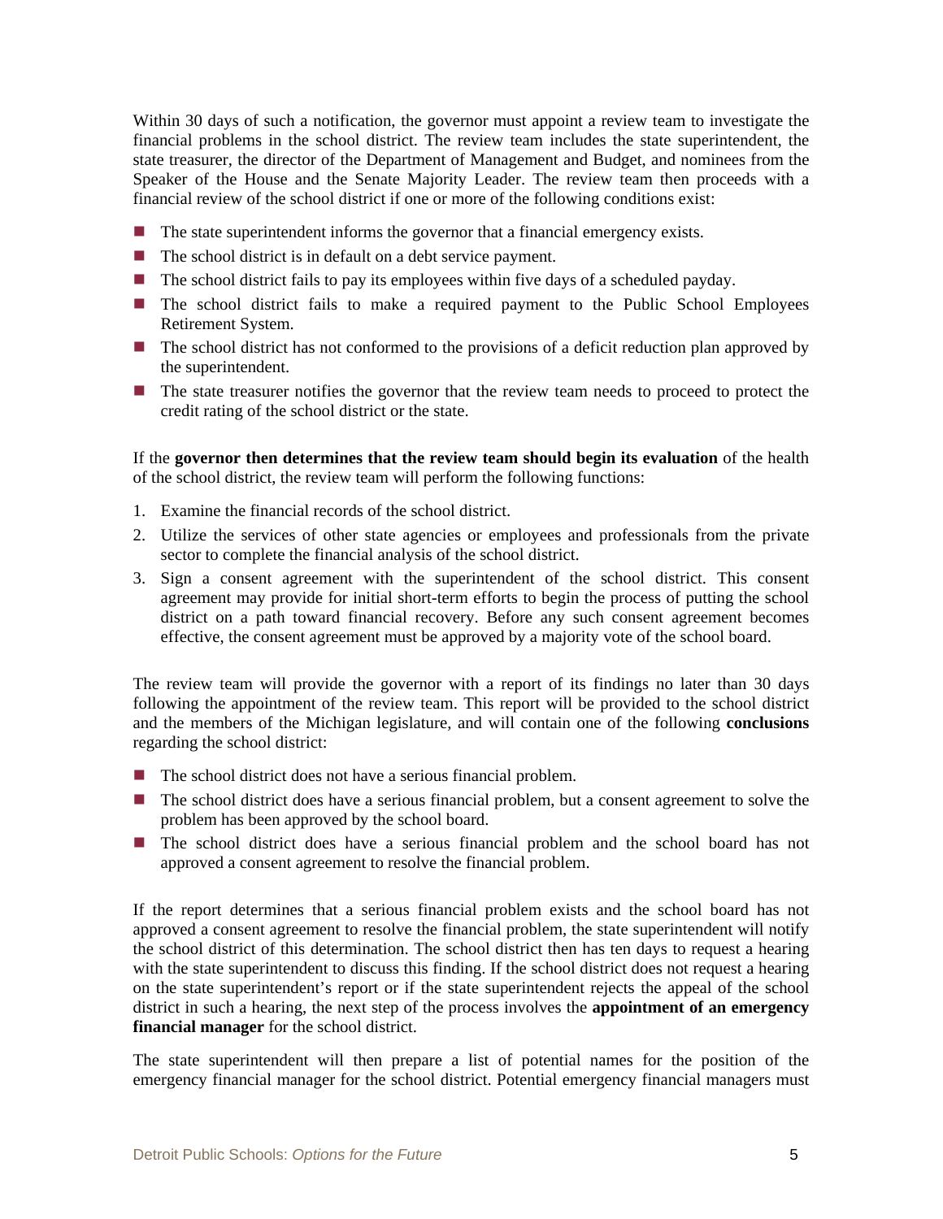Within 30 days of such a notification, the governor must appoint a review team to investigate the financial problems in the school district. The review team includes the state superintendent, the state treasurer, the director of the Department of Management and Budget, and nominees from the Speaker of the House and the Senate Majority Leader. The review team then proceeds with a financial review of the school district if one or more of the following conditions exist:

- The state superintendent informs the governor that a financial emergency exists.
- The school district is in default on a debt service payment.
- The school district fails to pay its employees within five days of a scheduled payday.
- The school district fails to make a required payment to the Public School Employees Retirement System.
- The school district has not conformed to the provisions of a deficit reduction plan approved by the superintendent.
- The state treasurer notifies the governor that the review team needs to proceed to protect the credit rating of the school district or the state.

If the **governor then determines that the review team should begin its evaluation** of the health of the school district, the review team will perform the following functions:

1. Examine the financial records of the school district.
2. Utilize the services of other state agencies or employees and professionals from the private sector to complete the financial analysis of the school district.
3. Sign a consent agreement with the superintendent of the school district. This consent agreement may provide for initial short-term efforts to begin the process of putting the school district on a path toward financial recovery. Before any such consent agreement becomes effective, the consent agreement must be approved by a majority vote of the school board.

The review team will provide the governor with a report of its findings no later than 30 days following the appointment of the review team. This report will be provided to the school district and the members of the Michigan legislature, and will contain one of the following **conclusions** regarding the school district:

- The school district does not have a serious financial problem.
- The school district does have a serious financial problem, but a consent agreement to solve the problem has been approved by the school board.
- The school district does have a serious financial problem and the school board has not approved a consent agreement to resolve the financial problem.

If the report determines that a serious financial problem exists and the school board has not approved a consent agreement to resolve the financial problem, the state superintendent will notify the school district of this determination. The school district then has ten days to request a hearing with the state superintendent to discuss this finding. If the school district does not request a hearing on the state superintendent's report or if the state superintendent rejects the appeal of the school district in such a hearing, the next step of the process involves the **appointment of an emergency financial manager** for the school district.

The state superintendent will then prepare a list of potential names for the position of the emergency financial manager for the school district. Potential emergency financial managers must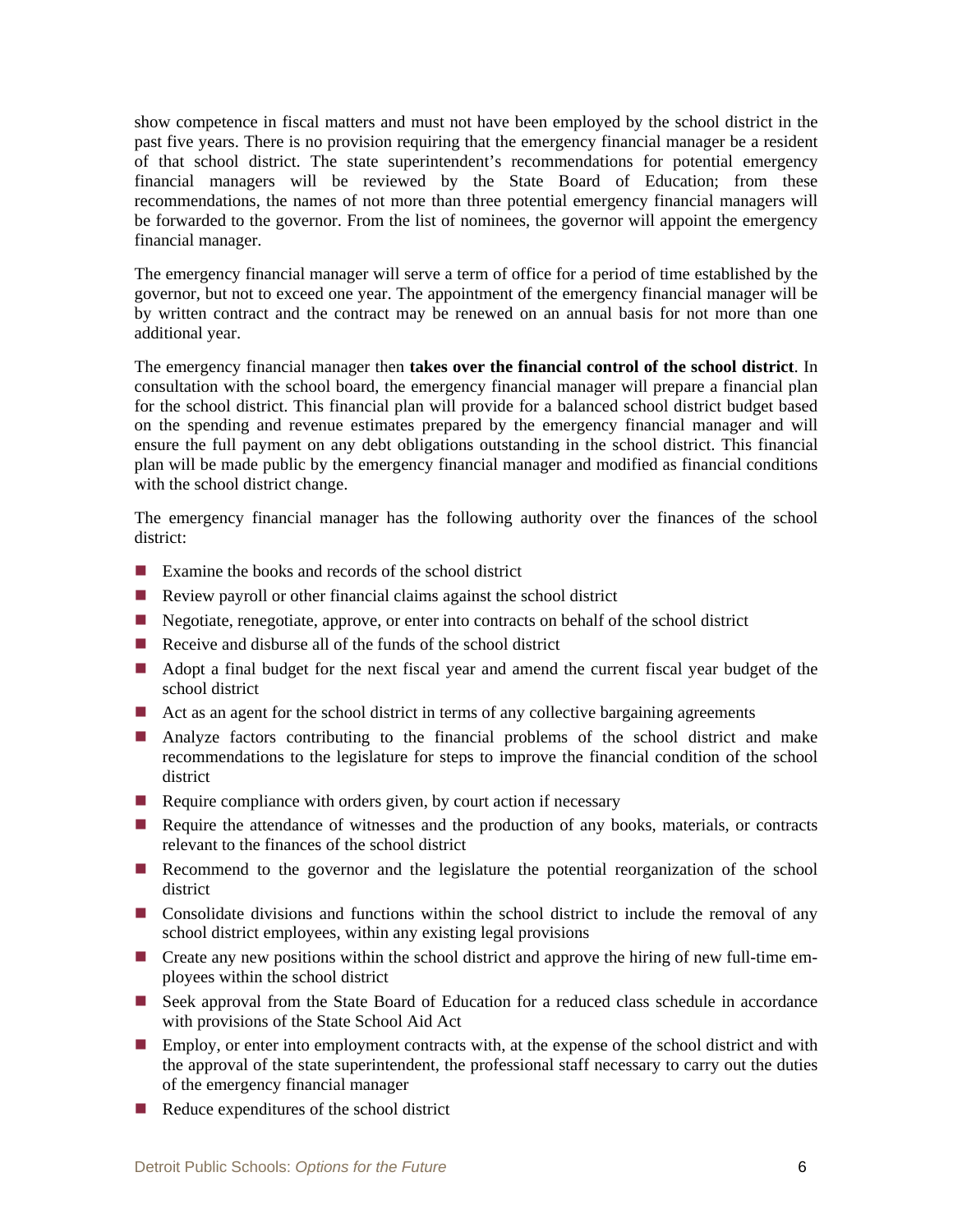show competence in fiscal matters and must not have been employed by the school district in the past five years. There is no provision requiring that the emergency financial manager be a resident of that school district. The state superintendent's recommendations for potential emergency financial managers will be reviewed by the State Board of Education; from these recommendations, the names of not more than three potential emergency financial managers will be forwarded to the governor. From the list of nominees, the governor will appoint the emergency financial manager.

The emergency financial manager will serve a term of office for a period of time established by the governor, but not to exceed one year. The appointment of the emergency financial manager will be by written contract and the contract may be renewed on an annual basis for not more than one additional year.

The emergency financial manager then **takes over the financial control of the school district**. In consultation with the school board, the emergency financial manager will prepare a financial plan for the school district. This financial plan will provide for a balanced school district budget based on the spending and revenue estimates prepared by the emergency financial manager and will ensure the full payment on any debt obligations outstanding in the school district. This financial plan will be made public by the emergency financial manager and modified as financial conditions with the school district change.

The emergency financial manager has the following authority over the finances of the school district:

- Examine the books and records of the school district
- Review payroll or other financial claims against the school district
- Negotiate, renegotiate, approve, or enter into contracts on behalf of the school district
- Receive and disburse all of the funds of the school district
- Adopt a final budget for the next fiscal year and amend the current fiscal year budget of the school district
- Act as an agent for the school district in terms of any collective bargaining agreements
- Analyze factors contributing to the financial problems of the school district and make recommendations to the legislature for steps to improve the financial condition of the school district
- Require compliance with orders given, by court action if necessary
- Require the attendance of witnesses and the production of any books, materials, or contracts relevant to the finances of the school district
- Recommend to the governor and the legislature the potential reorganization of the school district
- Consolidate divisions and functions within the school district to include the removal of any school district employees, within any existing legal provisions
- Create any new positions within the school district and approve the hiring of new full-time employees within the school district
- Seek approval from the State Board of Education for a reduced class schedule in accordance with provisions of the State School Aid Act
- Employ, or enter into employment contracts with, at the expense of the school district and with the approval of the state superintendent, the professional staff necessary to carry out the duties of the emergency financial manager
- Reduce expenditures of the school district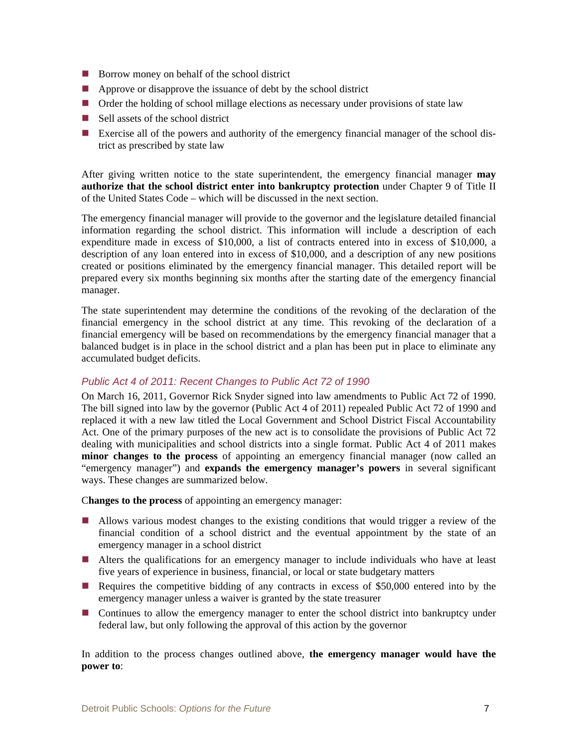- Borrow money on behalf of the school district
- Approve or disapprove the issuance of debt by the school district
- Order the holding of school millage elections as necessary under provisions of state law
- Sell assets of the school district
- Exercise all of the powers and authority of the emergency financial manager of the school district as prescribed by state law

After giving written notice to the state superintendent, the emergency financial manager **may authorize that the school district enter into bankruptcy protection** under Chapter 9 of Title II of the United States Code – which will be discussed in the next section.

The emergency financial manager will provide to the governor and the legislature detailed financial information regarding the school district. This information will include a description of each expenditure made in excess of $10,000, a list of contracts entered into in excess of $10,000, a description of any loan entered into in excess of $10,000, and a description of any new positions created or positions eliminated by the emergency financial manager. This detailed report will be prepared every six months beginning six months after the starting date of the emergency financial manager.

The state superintendent may determine the conditions of the revoking of the declaration of the financial emergency in the school district at any time. This revoking of the declaration of a financial emergency will be based on recommendations by the emergency financial manager that a balanced budget is in place in the school district and a plan has been put in place to eliminate any accumulated budget deficits.

### *Public Act 4 of 2011: Recent Changes to Public Act 72 of 1990*

On March 16, 2011, Governor Rick Snyder signed into law amendments to Public Act 72 of 1990. The bill signed into law by the governor (Public Act 4 of 2011) repealed Public Act 72 of 1990 and replaced it with a new law titled the Local Government and School District Fiscal Accountability Act. One of the primary purposes of the new act is to consolidate the provisions of Public Act 72 dealing with municipalities and school districts into a single format. Public Act 4 of 2011 makes **minor changes to the process** of appointing an emergency financial manager (now called an "emergency manager") and **expands the emergency manager's powers** in several significant ways. These changes are summarized below.

**Changes to the process** of appointing an emergency manager:

- Allows various modest changes to the existing conditions that would trigger a review of the financial condition of a school district and the eventual appointment by the state of an emergency manager in a school district
- Alters the qualifications for an emergency manager to include individuals who have at least five years of experience in business, financial, or local or state budgetary matters
- Requires the competitive bidding of any contracts in excess of $50,000 entered into by the emergency manager unless a waiver is granted by the state treasurer
- Continues to allow the emergency manager to enter the school district into bankruptcy under federal law, but only following the approval of this action by the governor

In addition to the process changes outlined above, **the emergency manager would have the power to**: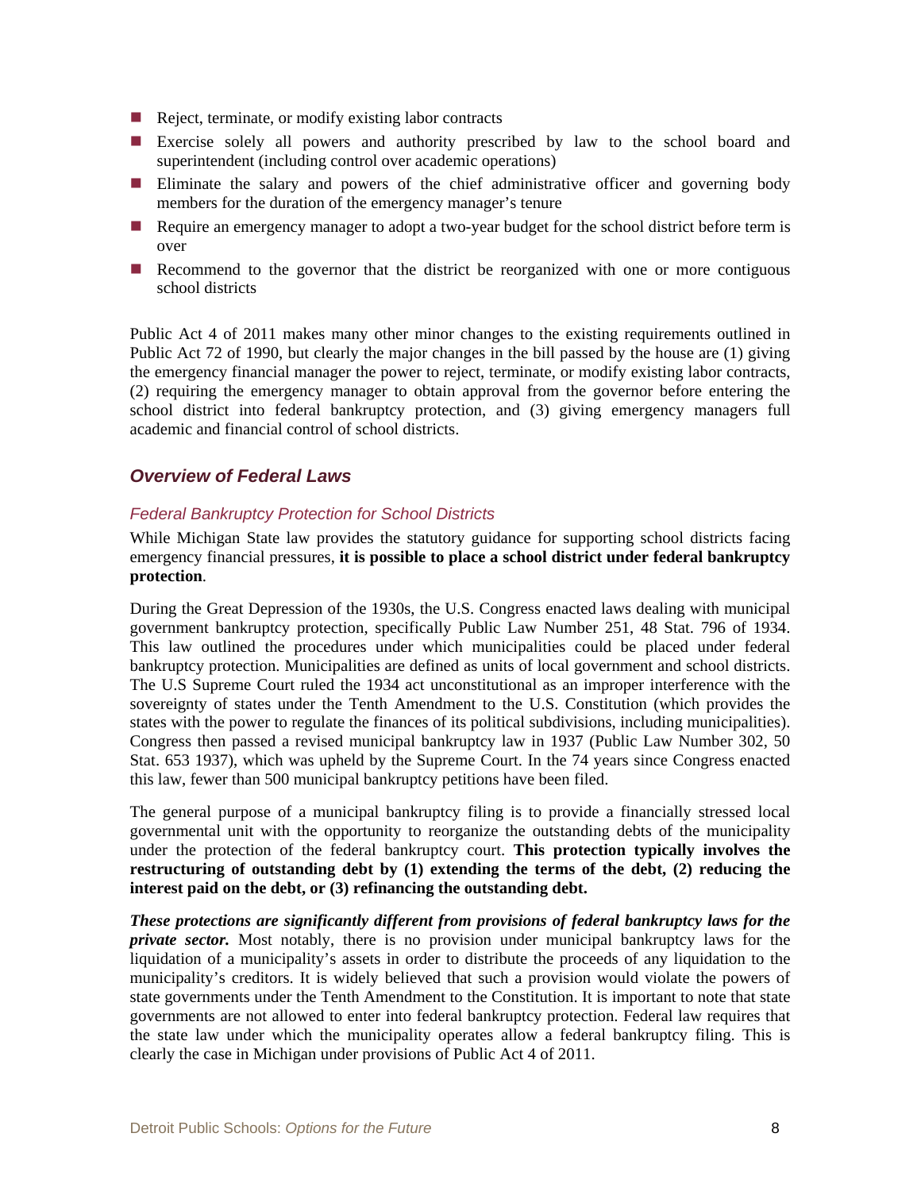- Reject, terminate, or modify existing labor contracts
- Exercise solely all powers and authority prescribed by law to the school board and superintendent (including control over academic operations)
- Eliminate the salary and powers of the chief administrative officer and governing body members for the duration of the emergency manager's tenure
- Require an emergency manager to adopt a two-year budget for the school district before term is over
- Recommend to the governor that the district be reorganized with one or more contiguous school districts

Public Act 4 of 2011 makes many other minor changes to the existing requirements outlined in Public Act 72 of 1990, but clearly the major changes in the bill passed by the house are (1) giving the emergency financial manager the power to reject, terminate, or modify existing labor contracts, (2) requiring the emergency manager to obtain approval from the governor before entering the school district into federal bankruptcy protection, and (3) giving emergency managers full academic and financial control of school districts.

## *Overview of Federal Laws*

### *Federal Bankruptcy Protection for School Districts*

While Michigan State law provides the statutory guidance for supporting school districts facing emergency financial pressures, **it is possible to place a school district under federal bankruptcy protection**.

During the Great Depression of the 1930s, the U.S. Congress enacted laws dealing with municipal government bankruptcy protection, specifically Public Law Number 251, 48 Stat. 796 of 1934. This law outlined the procedures under which municipalities could be placed under federal bankruptcy protection. Municipalities are defined as units of local government and school districts. The U.S Supreme Court ruled the 1934 act unconstitutional as an improper interference with the sovereignty of states under the Tenth Amendment to the U.S. Constitution (which provides the states with the power to regulate the finances of its political subdivisions, including municipalities). Congress then passed a revised municipal bankruptcy law in 1937 (Public Law Number 302, 50 Stat. 653 1937), which was upheld by the Supreme Court. In the 74 years since Congress enacted this law, fewer than 500 municipal bankruptcy petitions have been filed.

The general purpose of a municipal bankruptcy filing is to provide a financially stressed local governmental unit with the opportunity to reorganize the outstanding debts of the municipality under the protection of the federal bankruptcy court. **This protection typically involves the restructuring of outstanding debt by (1) extending the terms of the debt, (2) reducing the interest paid on the debt, or (3) refinancing the outstanding debt.**

***These protections are significantly different from provisions of federal bankruptcy laws for the private sector.*** Most notably, there is no provision under municipal bankruptcy laws for the liquidation of a municipality's assets in order to distribute the proceeds of any liquidation to the municipality's creditors. It is widely believed that such a provision would violate the powers of state governments under the Tenth Amendment to the Constitution. It is important to note that state governments are not allowed to enter into federal bankruptcy protection. Federal law requires that the state law under which the municipality operates allow a federal bankruptcy filing. This is clearly the case in Michigan under provisions of Public Act 4 of 2011.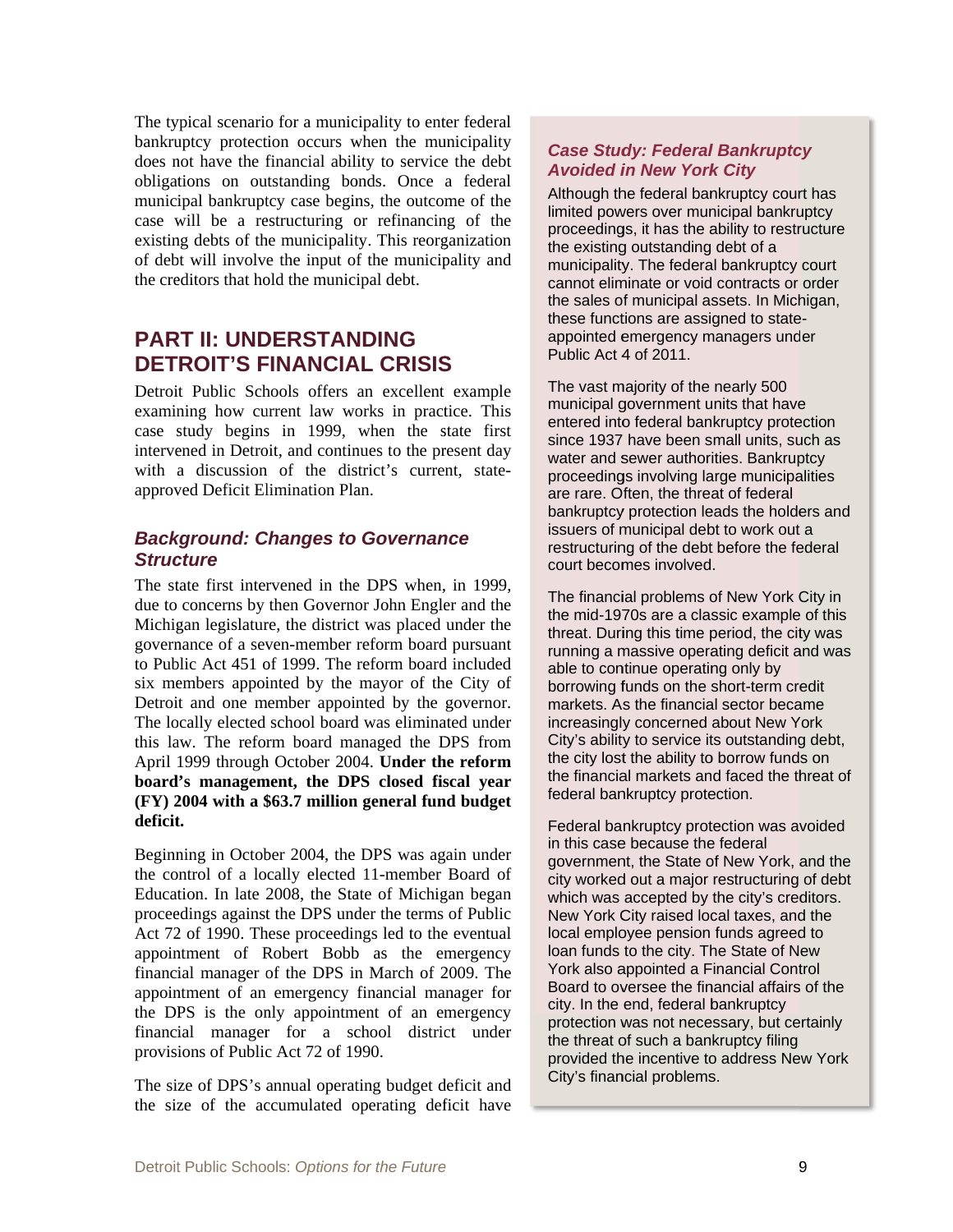The typical scenario for a municipality to enter federal bankruptcy protection occurs when the municipality does not have the financial ability to service the debt obligations on outstanding bonds. Once a federal municipal bankruptcy case begins, the outcome of the case will be a restructuring or refinancing of the existing debts of the municipality. This reorganization of debt will involve the input of the municipality and the creditors that hold the municipal debt.

## PART II: UNDERSTANDING DETROIT'S FINANCIAL CRISIS

Detroit Public Schools offers an excellent example examining how current law works in practice. This case study begins in 1999, when the state first intervened in Detroit, and continues to the present day with a discussion of the district's current, state-approved Deficit Elimination Plan.

### *Background: Changes to Governance Structure*

The state first intervened in the DPS when, in 1999, due to concerns by then Governor John Engler and the Michigan legislature, the district was placed under the governance of a seven-member reform board pursuant to Public Act 451 of 1999. The reform board included six members appointed by the mayor of the City of Detroit and one member appointed by the governor. The locally elected school board was eliminated under this law. The reform board managed the DPS from April 1999 through October 2004. **Under the reform board's management, the DPS closed fiscal year (FY) 2004 with a $63.7 million general fund budget deficit.**

Beginning in October 2004, the DPS was again under the control of a locally elected 11-member Board of Education. In late 2008, the State of Michigan began proceedings against the DPS under the terms of Public Act 72 of 1990. These proceedings led to the eventual appointment of Robert Bobb as the emergency financial manager of the DPS in March of 2009. The appointment of an emergency financial manager for the DPS is the only appointment of an emergency financial manager for a school district under provisions of Public Act 72 of 1990.

The size of DPS's annual operating budget deficit and the size of the accumulated operating deficit have

### *Case Study: Federal Bankruptcy Avoided in New York City*

Although the federal bankruptcy court has limited powers over municipal bankruptcy proceedings, it has the ability to restructure the existing outstanding debt of a municipality. The federal bankruptcy court cannot eliminate or void contracts or order the sales of municipal assets. In Michigan, these functions are assigned to state-appointed emergency managers under Public Act 4 of 2011.

The vast majority of the nearly 500 municipal government units that have entered into federal bankruptcy protection since 1937 have been small units, such as water and sewer authorities. Bankruptcy proceedings involving large municipalities are rare. Often, the threat of federal bankruptcy protection leads the holders and issuers of municipal debt to work out a restructuring of the debt before the federal court becomes involved.

The financial problems of New York City in the mid-1970s are a classic example of this threat. During this time period, the city was running a massive operating deficit and was able to continue operating only by borrowing funds on the short-term credit markets. As the financial sector became increasingly concerned about New York City's ability to service its outstanding debt, the city lost the ability to borrow funds on the financial markets and faced the threat of federal bankruptcy protection.

Federal bankruptcy protection was avoided in this case because the federal government, the State of New York, and the city worked out a major restructuring of debt which was accepted by the city's creditors. New York City raised local taxes, and the local employee pension funds agreed to loan funds to the city. The State of New York also appointed a Financial Control Board to oversee the financial affairs of the city. In the end, federal bankruptcy protection was not necessary, but certainly the threat of such a bankruptcy filing provided the incentive to address New York City's financial problems.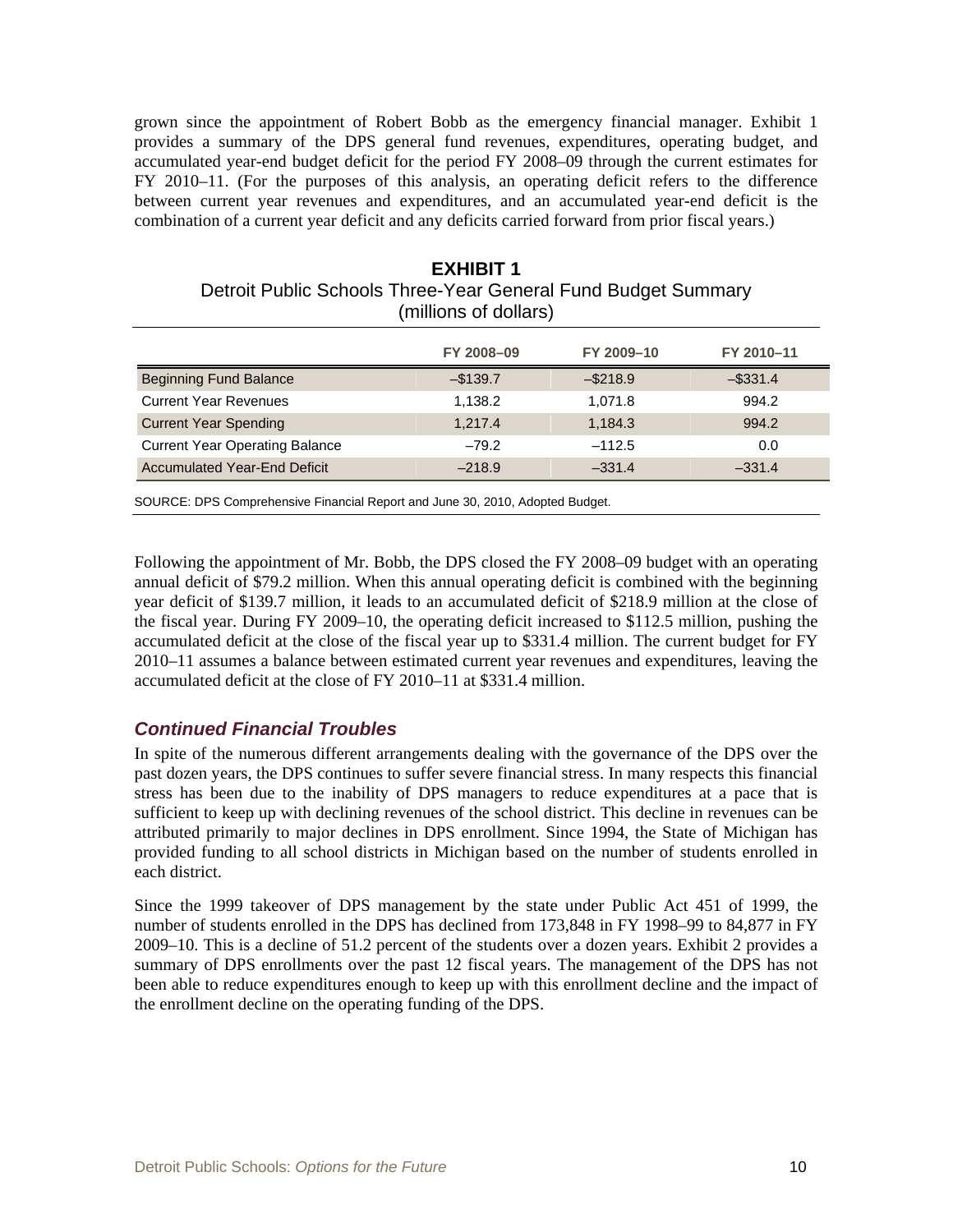grown since the appointment of Robert Bobb as the emergency financial manager. Exhibit 1 provides a summary of the DPS general fund revenues, expenditures, operating budget, and accumulated year-end budget deficit for the period FY 2008–09 through the current estimates for FY 2010–11. (For the purposes of this analysis, an operating deficit refers to the difference between current year revenues and expenditures, and an accumulated year-end deficit is the combination of a current year deficit and any deficits carried forward from prior fiscal years.)

**EXHIBIT 1**
Detroit Public Schools Three-Year General Fund Budget Summary
(millions of dollars)

| | FY 2008–09 | FY 2009–10 | FY 2010–11 |
|---|---|---|---|
| Beginning Fund Balance | –$139.7 | –$218.9 | –$331.4 |
| Current Year Revenues | 1,138.2 | 1,071.8 | 994.2 |
| Current Year Spending | 1,217.4 | 1,184.3 | 994.2 |
| Current Year Operating Balance | –79.2 | –112.5 | 0.0 |
| Accumulated Year-End Deficit | –218.9 | –331.4 | –331.4 |

SOURCE: DPS Comprehensive Financial Report and June 30, 2010, Adopted Budget.

Following the appointment of Mr. Bobb, the DPS closed the FY 2008–09 budget with an operating annual deficit of $79.2 million. When this annual operating deficit is combined with the beginning year deficit of $139.7 million, it leads to an accumulated deficit of $218.9 million at the close of the fiscal year. During FY 2009–10, the operating deficit increased to $112.5 million, pushing the accumulated deficit at the close of the fiscal year up to $331.4 million. The current budget for FY 2010–11 assumes a balance between estimated current year revenues and expenditures, leaving the accumulated deficit at the close of FY 2010–11 at $331.4 million.

### *Continued Financial Troubles*

In spite of the numerous different arrangements dealing with the governance of the DPS over the past dozen years, the DPS continues to suffer severe financial stress. In many respects this financial stress has been due to the inability of DPS managers to reduce expenditures at a pace that is sufficient to keep up with declining revenues of the school district. This decline in revenues can be attributed primarily to major declines in DPS enrollment. Since 1994, the State of Michigan has provided funding to all school districts in Michigan based on the number of students enrolled in each district.

Since the 1999 takeover of DPS management by the state under Public Act 451 of 1999, the number of students enrolled in the DPS has declined from 173,848 in FY 1998–99 to 84,877 in FY 2009–10. This is a decline of 51.2 percent of the students over a dozen years. Exhibit 2 provides a summary of DPS enrollments over the past 12 fiscal years. The management of the DPS has not been able to reduce expenditures enough to keep up with this enrollment decline and the impact of the enrollment decline on the operating funding of the DPS.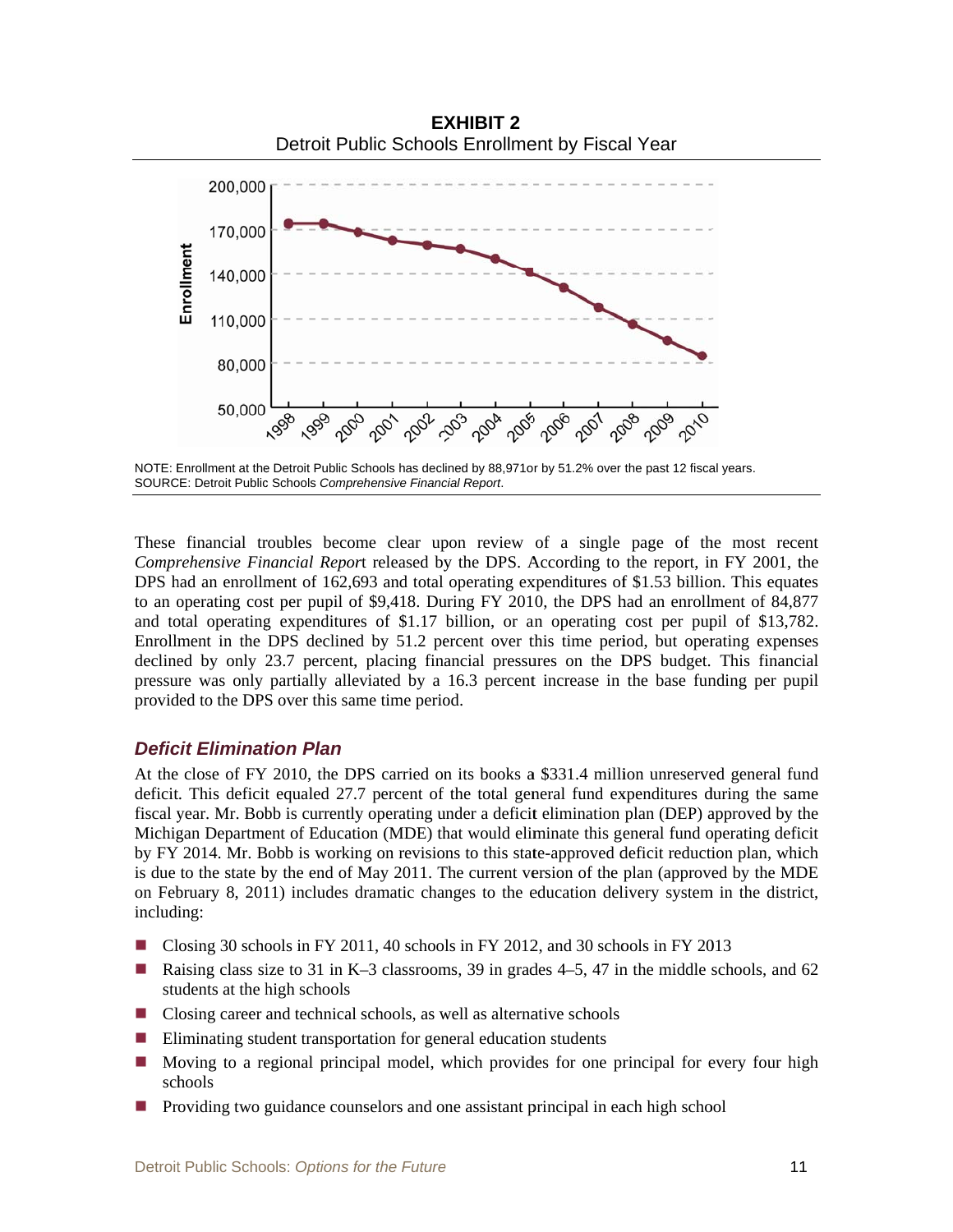**EXHIBIT 2**
Detroit Public Schools Enrollment by Fiscal Year

NOTE: Enrollment at the Detroit Public Schools has declined by 88,971or by 51.2% over the past 12 fiscal years.
SOURCE: Detroit Public Schools *Comprehensive Financial Report*.

These financial troubles become clear upon review of a single page of the most recent *Comprehensive Financial Report* released by the DPS. According to the report, in FY 2001, the DPS had an enrollment of 162,693 and total operating expenditures of $1.53 billion. This equates to an operating cost per pupil of $9,418. During FY 2010, the DPS had an enrollment of 84,877 and total operating expenditures of $1.17 billion, or an operating cost per pupil of $13,782. Enrollment in the DPS declined by 51.2 percent over this time period, but operating expenses declined by only 23.7 percent, placing financial pressures on the DPS budget. This financial pressure was only partially alleviated by a 16.3 percent increase in the base funding per pupil provided to the DPS over this same time period.

### *Deficit Elimination Plan*

At the close of FY 2010, the DPS carried on its books a $331.4 million unreserved general fund deficit. This deficit equaled 27.7 percent of the total general fund expenditures during the same fiscal year. Mr. Bobb is currently operating under a deficit elimination plan (DEP) approved by the Michigan Department of Education (MDE) that would eliminate this general fund operating deficit by FY 2014. Mr. Bobb is working on revisions to this state-approved deficit reduction plan, which is due to the state by the end of May 2011. The current version of the plan (approved by the MDE on February 8, 2011) includes dramatic changes to the education delivery system in the district, including:

- Closing 30 schools in FY 2011, 40 schools in FY 2012, and 30 schools in FY 2013
- Raising class size to 31 in K–3 classrooms, 39 in grades 4–5, 47 in the middle schools, and 62 students at the high schools
- Closing career and technical schools, as well as alternative schools
- Eliminating student transportation for general education students
- Moving to a regional principal model, which provides for one principal for every four high schools
- Providing two guidance counselors and one assistant principal in each high school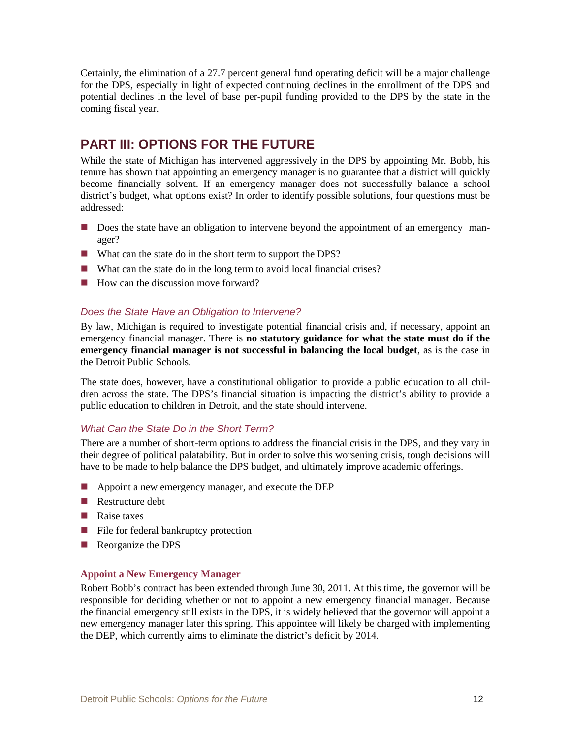Certainly, the elimination of a 27.7 percent general fund operating deficit will be a major challenge for the DPS, especially in light of expected continuing declines in the enrollment of the DPS and potential declines in the level of base per-pupil funding provided to the DPS by the state in the coming fiscal year.

## PART III: OPTIONS FOR THE FUTURE

While the state of Michigan has intervened aggressively in the DPS by appointing Mr. Bobb, his tenure has shown that appointing an emergency manager is no guarantee that a district will quickly become financially solvent. If an emergency manager does not successfully balance a school district's budget, what options exist? In order to identify possible solutions, four questions must be addressed:

- Does the state have an obligation to intervene beyond the appointment of an emergency manager?
- What can the state do in the short term to support the DPS?
- What can the state do in the long term to avoid local financial crises?
- How can the discussion move forward?

### *Does the State Have an Obligation to Intervene?*

By law, Michigan is required to investigate potential financial crisis and, if necessary, appoint an emergency financial manager. There is **no statutory guidance for what the state must do if the emergency financial manager is not successful in balancing the local budget**, as is the case in the Detroit Public Schools.

The state does, however, have a constitutional obligation to provide a public education to all children across the state. The DPS's financial situation is impacting the district's ability to provide a public education to children in Detroit, and the state should intervene.

### *What Can the State Do in the Short Term?*

There are a number of short-term options to address the financial crisis in the DPS, and they vary in their degree of political palatability. But in order to solve this worsening crisis, tough decisions will have to be made to help balance the DPS budget, and ultimately improve academic offerings.

- Appoint a new emergency manager, and execute the DEP
- Restructure debt
- Raise taxes
- File for federal bankruptcy protection
- Reorganize the DPS

#### Appoint a New Emergency Manager

Robert Bobb's contract has been extended through June 30, 2011. At this time, the governor will be responsible for deciding whether or not to appoint a new emergency financial manager. Because the financial emergency still exists in the DPS, it is widely believed that the governor will appoint a new emergency manager later this spring. This appointee will likely be charged with implementing the DEP, which currently aims to eliminate the district's deficit by 2014.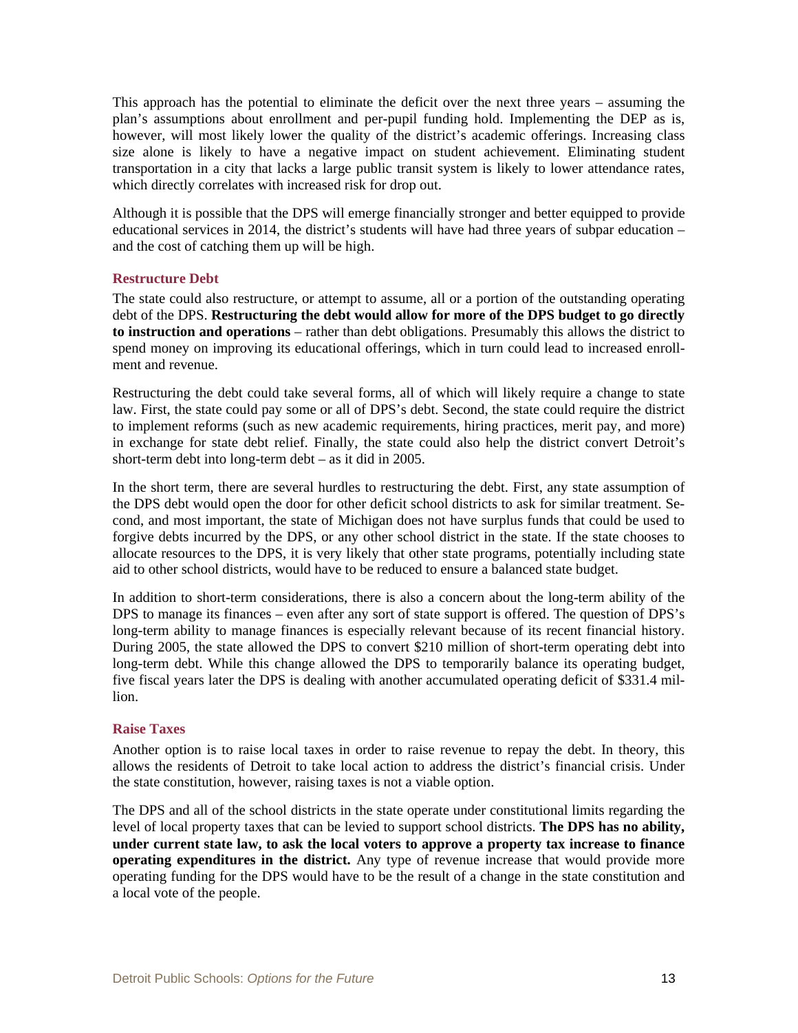This approach has the potential to eliminate the deficit over the next three years – assuming the plan's assumptions about enrollment and per-pupil funding hold. Implementing the DEP as is, however, will most likely lower the quality of the district's academic offerings. Increasing class size alone is likely to have a negative impact on student achievement. Eliminating student transportation in a city that lacks a large public transit system is likely to lower attendance rates, which directly correlates with increased risk for drop out.

Although it is possible that the DPS will emerge financially stronger and better equipped to provide educational services in 2014, the district's students will have had three years of subpar education – and the cost of catching them up will be high.

### Restructure Debt

The state could also restructure, or attempt to assume, all or a portion of the outstanding operating debt of the DPS. **Restructuring the debt would allow for more of the DPS budget to go directly to instruction and operations** – rather than debt obligations. Presumably this allows the district to spend money on improving its educational offerings, which in turn could lead to increased enrollment and revenue.

Restructuring the debt could take several forms, all of which will likely require a change to state law. First, the state could pay some or all of DPS's debt. Second, the state could require the district to implement reforms (such as new academic requirements, hiring practices, merit pay, and more) in exchange for state debt relief. Finally, the state could also help the district convert Detroit's short-term debt into long-term debt – as it did in 2005.

In the short term, there are several hurdles to restructuring the debt. First, any state assumption of the DPS debt would open the door for other deficit school districts to ask for similar treatment. Second, and most important, the state of Michigan does not have surplus funds that could be used to forgive debts incurred by the DPS, or any other school district in the state. If the state chooses to allocate resources to the DPS, it is very likely that other state programs, potentially including state aid to other school districts, would have to be reduced to ensure a balanced state budget.

In addition to short-term considerations, there is also a concern about the long-term ability of the DPS to manage its finances – even after any sort of state support is offered. The question of DPS's long-term ability to manage finances is especially relevant because of its recent financial history. During 2005, the state allowed the DPS to convert $210 million of short-term operating debt into long-term debt. While this change allowed the DPS to temporarily balance its operating budget, five fiscal years later the DPS is dealing with another accumulated operating deficit of $331.4 million.

### Raise Taxes

Another option is to raise local taxes in order to raise revenue to repay the debt. In theory, this allows the residents of Detroit to take local action to address the district's financial crisis. Under the state constitution, however, raising taxes is not a viable option.

The DPS and all of the school districts in the state operate under constitutional limits regarding the level of local property taxes that can be levied to support school districts. **The DPS has no ability, under current state law, to ask the local voters to approve a property tax increase to finance operating expenditures in the district.** Any type of revenue increase that would provide more operating funding for the DPS would have to be the result of a change in the state constitution and a local vote of the people.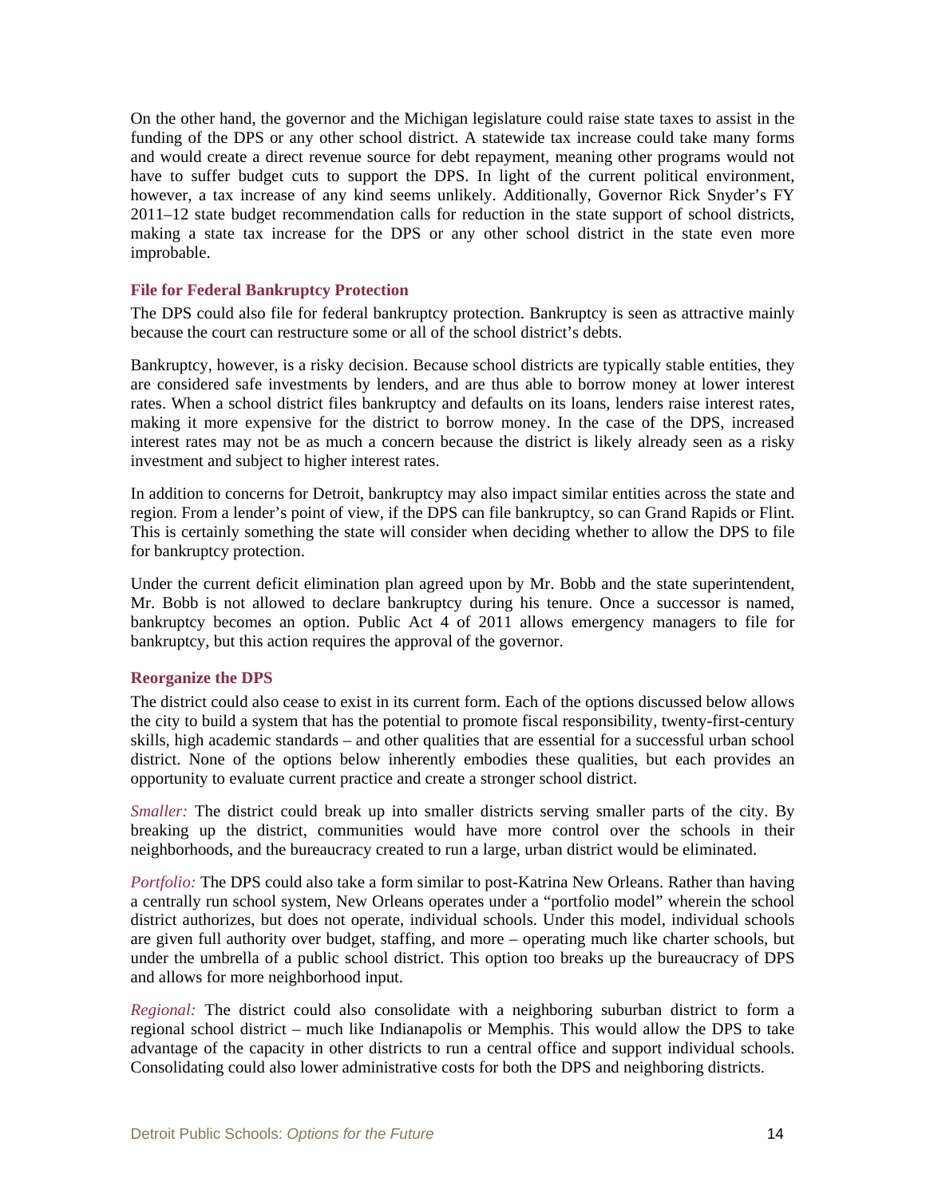On the other hand, the governor and the Michigan legislature could raise state taxes to assist in the funding of the DPS or any other school district. A statewide tax increase could take many forms and would create a direct revenue source for debt repayment, meaning other programs would not have to suffer budget cuts to support the DPS. In light of the current political environment, however, a tax increase of any kind seems unlikely. Additionally, Governor Rick Snyder's FY 2011–12 state budget recommendation calls for reduction in the state support of school districts, making a state tax increase for the DPS or any other school district in the state even more improbable.

### File for Federal Bankruptcy Protection

The DPS could also file for federal bankruptcy protection. Bankruptcy is seen as attractive mainly because the court can restructure some or all of the school district's debts.

Bankruptcy, however, is a risky decision. Because school districts are typically stable entities, they are considered safe investments by lenders, and are thus able to borrow money at lower interest rates. When a school district files bankruptcy and defaults on its loans, lenders raise interest rates, making it more expensive for the district to borrow money. In the case of the DPS, increased interest rates may not be as much a concern because the district is likely already seen as a risky investment and subject to higher interest rates.

In addition to concerns for Detroit, bankruptcy may also impact similar entities across the state and region. From a lender's point of view, if the DPS can file bankruptcy, so can Grand Rapids or Flint. This is certainly something the state will consider when deciding whether to allow the DPS to file for bankruptcy protection.

Under the current deficit elimination plan agreed upon by Mr. Bobb and the state superintendent, Mr. Bobb is not allowed to declare bankruptcy during his tenure. Once a successor is named, bankruptcy becomes an option. Public Act 4 of 2011 allows emergency managers to file for bankruptcy, but this action requires the approval of the governor.

### Reorganize the DPS

The district could also cease to exist in its current form. Each of the options discussed below allows the city to build a system that has the potential to promote fiscal responsibility, twenty-first-century skills, high academic standards – and other qualities that are essential for a successful urban school district. None of the options below inherently embodies these qualities, but each provides an opportunity to evaluate current practice and create a stronger school district.

*Smaller:* The district could break up into smaller districts serving smaller parts of the city. By breaking up the district, communities would have more control over the schools in their neighborhoods, and the bureaucracy created to run a large, urban district would be eliminated.

*Portfolio:* The DPS could also take a form similar to post-Katrina New Orleans. Rather than having a centrally run school system, New Orleans operates under a "portfolio model" wherein the school district authorizes, but does not operate, individual schools. Under this model, individual schools are given full authority over budget, staffing, and more – operating much like charter schools, but under the umbrella of a public school district. This option too breaks up the bureaucracy of DPS and allows for more neighborhood input.

*Regional:* The district could also consolidate with a neighboring suburban district to form a regional school district – much like Indianapolis or Memphis. This would allow the DPS to take advantage of the capacity in other districts to run a central office and support individual schools. Consolidating could also lower administrative costs for both the DPS and neighboring districts.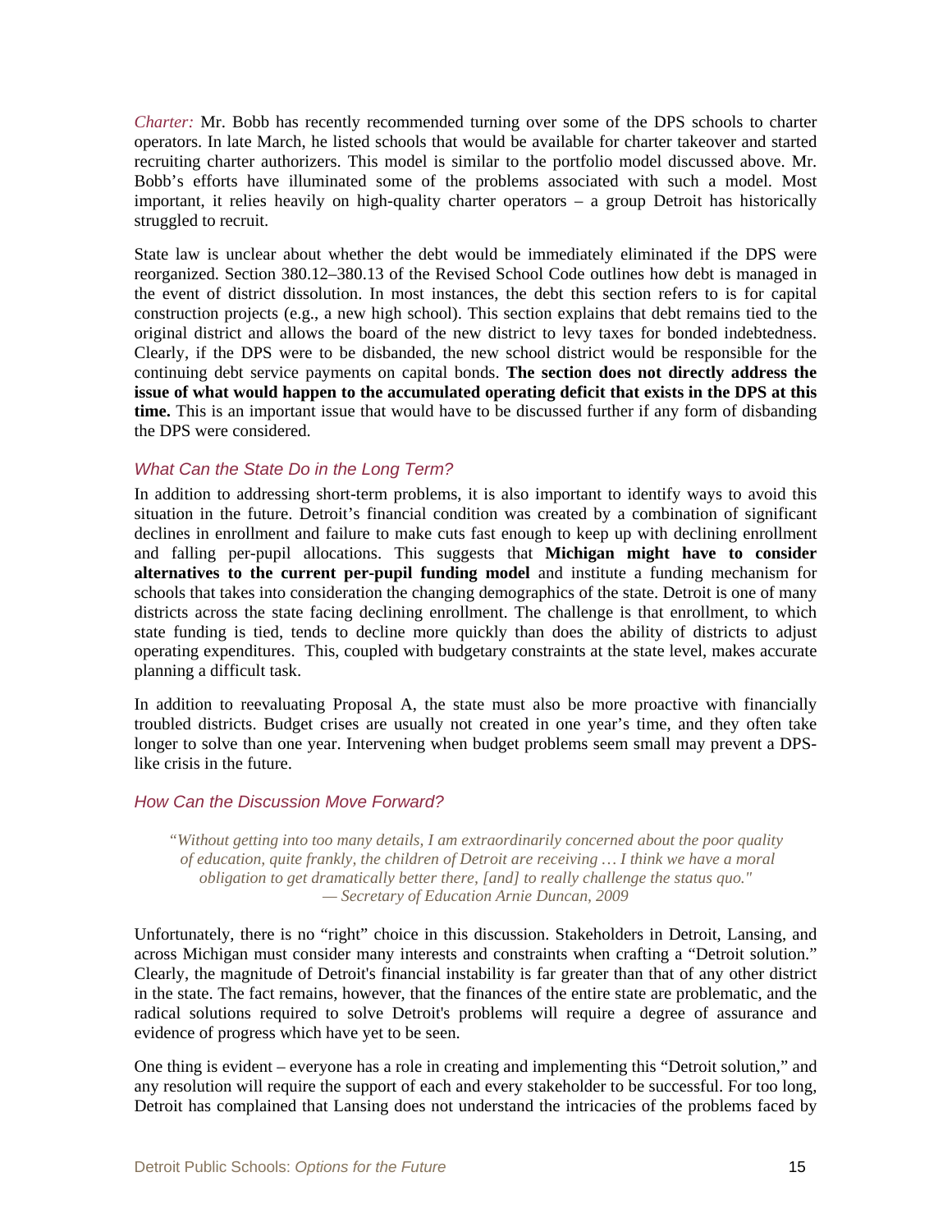*Charter:* Mr. Bobb has recently recommended turning over some of the DPS schools to charter operators. In late March, he listed schools that would be available for charter takeover and started recruiting charter authorizers. This model is similar to the portfolio model discussed above. Mr. Bobb's efforts have illuminated some of the problems associated with such a model. Most important, it relies heavily on high-quality charter operators – a group Detroit has historically struggled to recruit.

State law is unclear about whether the debt would be immediately eliminated if the DPS were reorganized. Section 380.12–380.13 of the Revised School Code outlines how debt is managed in the event of district dissolution. In most instances, the debt this section refers to is for capital construction projects (e.g., a new high school). This section explains that debt remains tied to the original district and allows the board of the new district to levy taxes for bonded indebtedness. Clearly, if the DPS were to be disbanded, the new school district would be responsible for the continuing debt service payments on capital bonds. **The section does not directly address the issue of what would happen to the accumulated operating deficit that exists in the DPS at this time.** This is an important issue that would have to be discussed further if any form of disbanding the DPS were considered.

### *What Can the State Do in the Long Term?*

In addition to addressing short-term problems, it is also important to identify ways to avoid this situation in the future. Detroit's financial condition was created by a combination of significant declines in enrollment and failure to make cuts fast enough to keep up with declining enrollment and falling per-pupil allocations. This suggests that **Michigan might have to consider alternatives to the current per-pupil funding model** and institute a funding mechanism for schools that takes into consideration the changing demographics of the state. Detroit is one of many districts across the state facing declining enrollment. The challenge is that enrollment, to which state funding is tied, tends to decline more quickly than does the ability of districts to adjust operating expenditures. This, coupled with budgetary constraints at the state level, makes accurate planning a difficult task.

In addition to reevaluating Proposal A, the state must also be more proactive with financially troubled districts. Budget crises are usually not created in one year's time, and they often take longer to solve than one year. Intervening when budget problems seem small may prevent a DPS-like crisis in the future.

### *How Can the Discussion Move Forward?*

> *"Without getting into too many details, I am extraordinarily concerned about the poor quality of education, quite frankly, the children of Detroit are receiving … I think we have a moral obligation to get dramatically better there, [and] to really challenge the status quo."*
> *— Secretary of Education Arnie Duncan, 2009*

Unfortunately, there is no "right" choice in this discussion. Stakeholders in Detroit, Lansing, and across Michigan must consider many interests and constraints when crafting a "Detroit solution." Clearly, the magnitude of Detroit's financial instability is far greater than that of any other district in the state. The fact remains, however, that the finances of the entire state are problematic, and the radical solutions required to solve Detroit's problems will require a degree of assurance and evidence of progress which have yet to be seen.

One thing is evident – everyone has a role in creating and implementing this "Detroit solution," and any resolution will require the support of each and every stakeholder to be successful. For too long, Detroit has complained that Lansing does not understand the intricacies of the problems faced by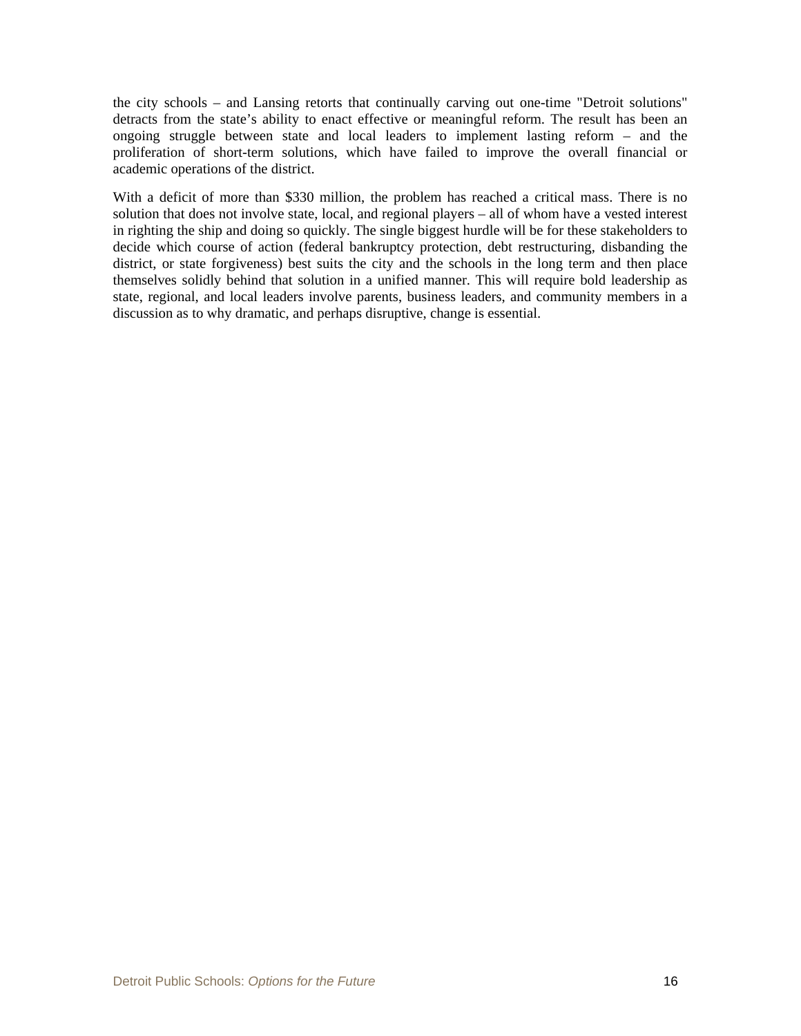the city schools – and Lansing retorts that continually carving out one-time "Detroit solutions" detracts from the state's ability to enact effective or meaningful reform. The result has been an ongoing struggle between state and local leaders to implement lasting reform – and the proliferation of short-term solutions, which have failed to improve the overall financial or academic operations of the district.

With a deficit of more than $330 million, the problem has reached a critical mass. There is no solution that does not involve state, local, and regional players – all of whom have a vested interest in righting the ship and doing so quickly. The single biggest hurdle will be for these stakeholders to decide which course of action (federal bankruptcy protection, debt restructuring, disbanding the district, or state forgiveness) best suits the city and the schools in the long term and then place themselves solidly behind that solution in a unified manner. This will require bold leadership as state, regional, and local leaders involve parents, business leaders, and community members in a discussion as to why dramatic, and perhaps disruptive, change is essential.